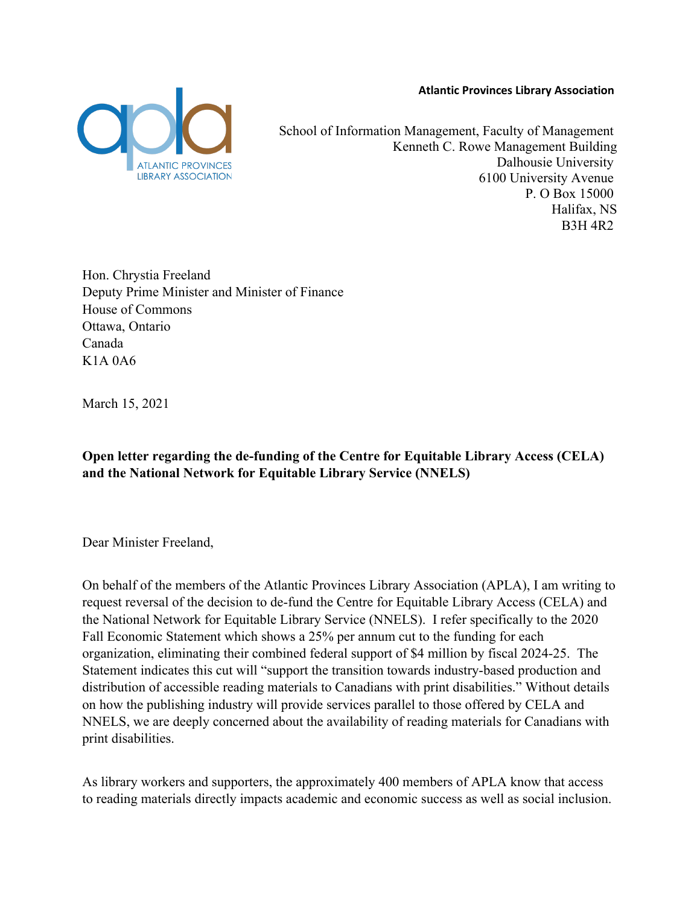**Atlantic Provinces Library Association**

School of Information Management, Faculty of Management
Kenneth C. Rowe Management Building
Dalhousie University
6100 University Avenue
P. O Box 15000
Halifax, NS
B3H 4R2

Hon. Chrystia Freeland
Deputy Prime Minister and Minister of Finance
House of Commons
Ottawa, Ontario
Canada
K1A 0A6

March 15, 2021

**Open letter regarding the de-funding of the Centre for Equitable Library Access (CELA) and the National Network for Equitable Library Service (NNELS)**

Dear Minister Freeland,

On behalf of the members of the Atlantic Provinces Library Association (APLA), I am writing to request reversal of the decision to de-fund the Centre for Equitable Library Access (CELA) and the National Network for Equitable Library Service (NNELS). I refer specifically to the 2020 Fall Economic Statement which shows a 25% per annum cut to the funding for each organization, eliminating their combined federal support of $4 million by fiscal 2024-25. The Statement indicates this cut will "support the transition towards industry-based production and distribution of accessible reading materials to Canadians with print disabilities." Without details on how the publishing industry will provide services parallel to those offered by CELA and NNELS, we are deeply concerned about the availability of reading materials for Canadians with print disabilities.

As library workers and supporters, the approximately 400 members of APLA know that access to reading materials directly impacts academic and economic success as well as social inclusion.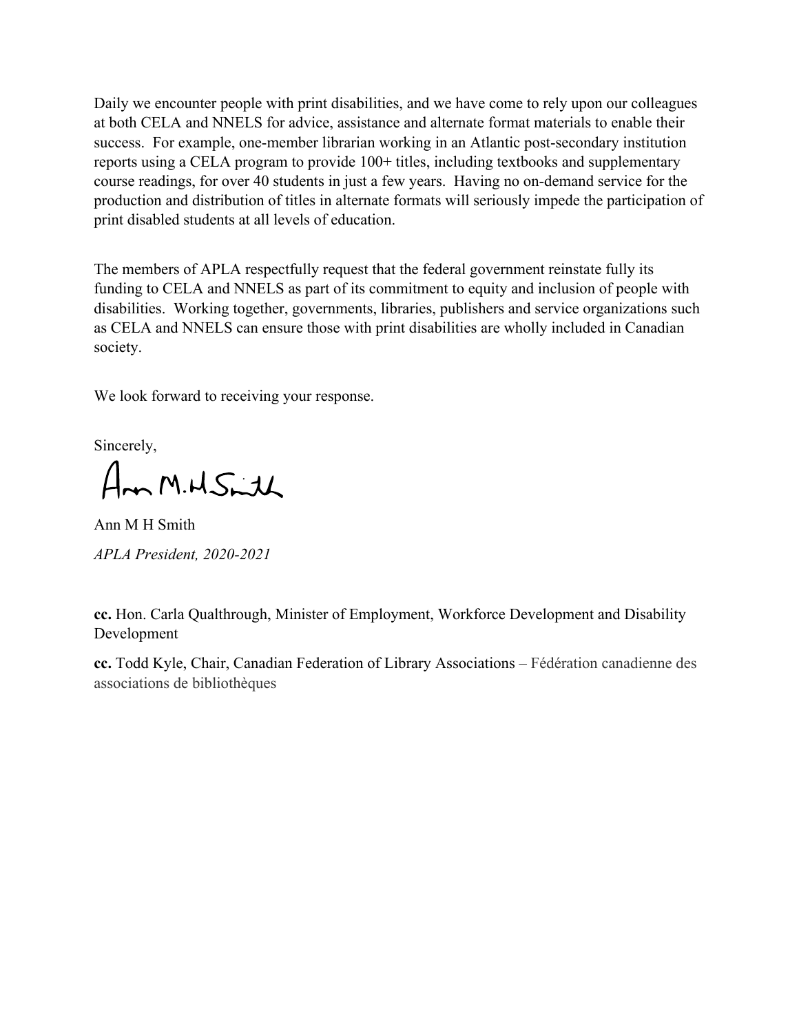Daily we encounter people with print disabilities, and we have come to rely upon our colleagues at both CELA and NNELS for advice, assistance and alternate format materials to enable their success. For example, one-member librarian working in an Atlantic post-secondary institution reports using a CELA program to provide 100+ titles, including textbooks and supplementary course readings, for over 40 students in just a few years. Having no on-demand service for the production and distribution of titles in alternate formats will seriously impede the participation of print disabled students at all levels of education.

The members of APLA respectfully request that the federal government reinstate fully its funding to CELA and NNELS as part of its commitment to equity and inclusion of people with disabilities. Working together, governments, libraries, publishers and service organizations such as CELA and NNELS can ensure those with print disabilities are wholly included in Canadian society.

We look forward to receiving your response.

Sincerely,

Ann M H Smith

*APLA President, 2020-2021*

**cc.** Hon. Carla Qualthrough, Minister of Employment, Workforce Development and Disability Development

**cc.** Todd Kyle, Chair, Canadian Federation of Library Associations – Fédération canadienne des associations de bibliothèques